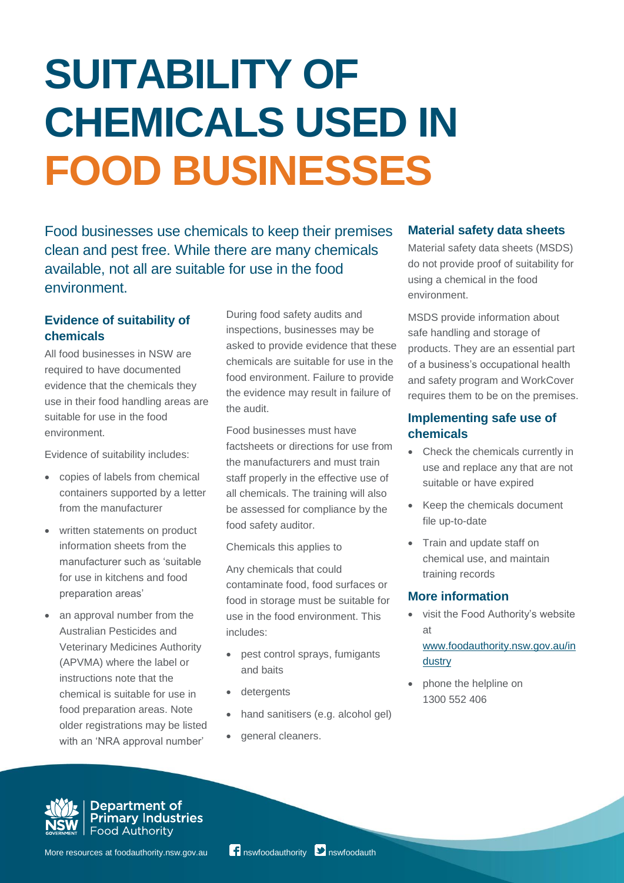# SUITABILITY OF CHEMICALS USED IN FOOD BUSINESSES

Food businesses use chemicals to keep their premises clean and pest free. While there are many chemicals available, not all are suitable for use in the food environment.

## Evidence of suitability of chemicals

All food businesses in NSW are required to have documented evidence that the chemicals they use in their food handling areas are suitable for use in the food environment.

Evidence of suitability includes:

- copies of labels from chemical containers supported by a letter from the manufacturer
- written statements on product information sheets from the manufacturer such as 'suitable for use in kitchens and food preparation areas'
- an approval number from the Australian Pesticides and Veterinary Medicines Authority (APVMA) where the label or instructions note that the chemical is suitable for use in food preparation areas. Note older registrations may be listed with an 'NRA approval number'

During food safety audits and inspections, businesses may be asked to provide evidence that these chemicals are suitable for use in the food environment. Failure to provide the evidence may result in failure of the audit.

Food businesses must have factsheets or directions for use from the manufacturers and must train staff properly in the effective use of all chemicals. The training will also be assessed for compliance by the food safety auditor.

Chemicals this applies to

Any chemicals that could contaminate food, food surfaces or food in storage must be suitable for use in the food environment. This includes:

- pest control sprays, fumigants and baits
- detergents
- hand sanitisers (e.g. alcohol gel)
- general cleaners.

## Material safety data sheets

Material safety data sheets (MSDS) do not provide proof of suitability for using a chemical in the food environment.

MSDS provide information about safe handling and storage of products. They are an essential part of a business's occupational health and safety program and WorkCover requires them to be on the premises.

## Implementing safe use of chemicals

- Check the chemicals currently in use and replace any that are not suitable or have expired
- Keep the chemicals document file up-to-date
- Train and update staff on chemical use, and maintain training records

## More information

- visit the Food Authority's website at www.foodauthority.nsw.gov.au/industry
- phone the helpline on 1300 552 406

Department of Primary Industries Food Authority

More resources at foodauthority.nsw.gov.au nswfoodauthority nswfoodauth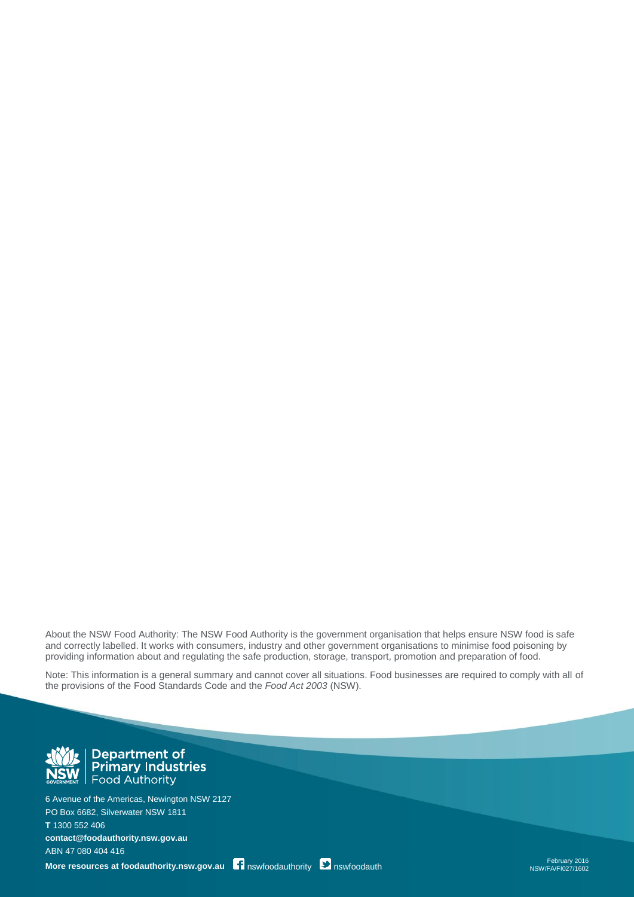About the NSW Food Authority: The NSW Food Authority is the government organisation that helps ensure NSW food is safe and correctly labelled. It works with consumers, industry and other government organisations to minimise food poisoning by providing information about and regulating the safe production, storage, transport, promotion and preparation of food.

Note: This information is a general summary and cannot cover all situations. Food businesses are required to comply with all of the provisions of the Food Standards Code and the *Food Act 2003* (NSW).

Department of Primary Industries
Food Authority

6 Avenue of the Americas, Newington NSW 2127
PO Box 6682, Silverwater NSW 1811
**T** 1300 552 406
**contact@foodauthority.nsw.gov.au**
ABN 47 080 404 416

**More resources at foodauthority.nsw.gov.au** nswfoodauthority nswfoodauth

February 2016
NSW/FA/FI027/1602